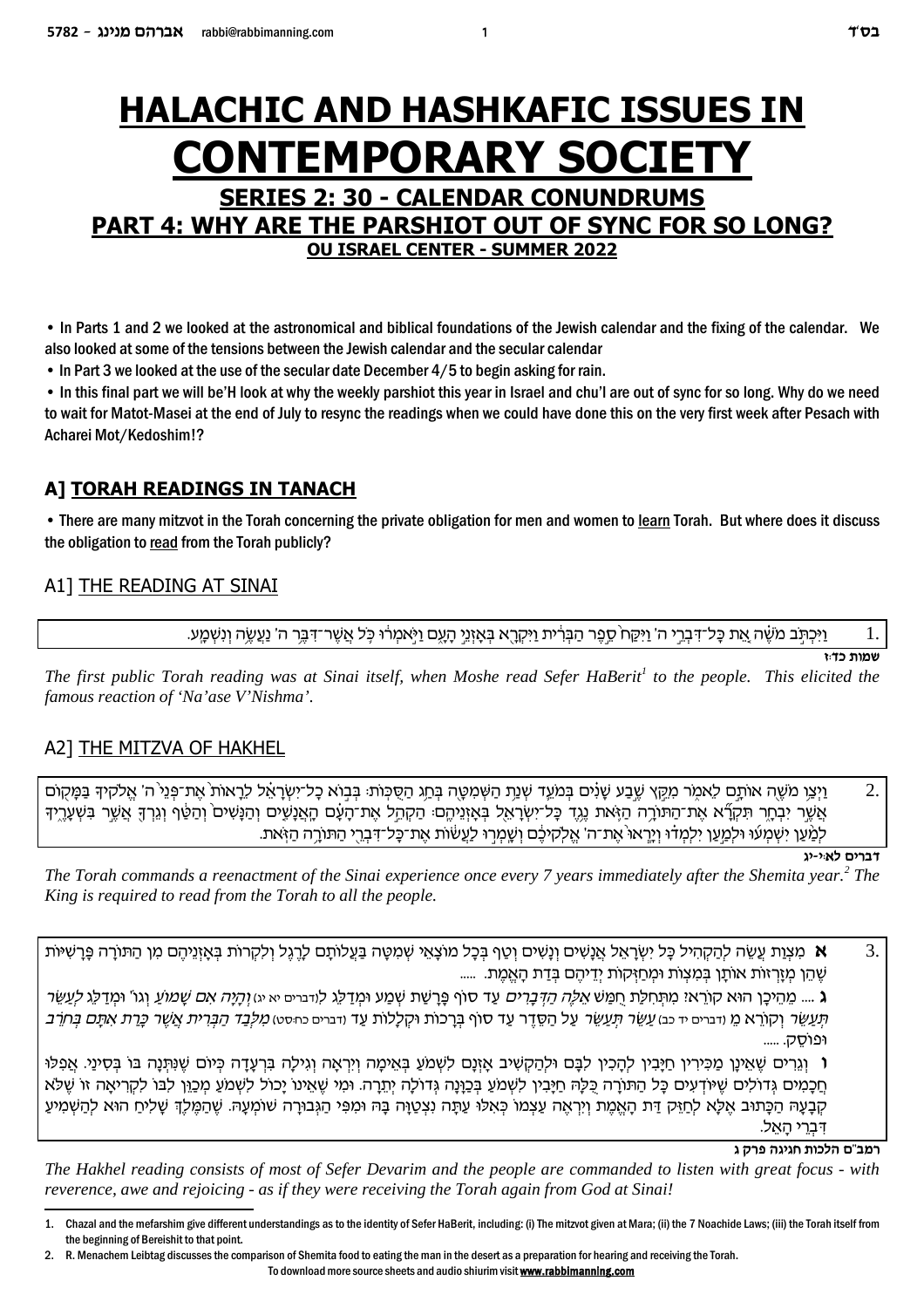# HALACHIC AND HASHKAFIC ISSUES IN CONTEMPORARY SOCIETY

## SERIES 2: 30 - CALENDAR CONUNDRUMS

## PART 4: WHY ARE THE PARSHIOT OUT OF SYNC FOR SO LONG?

### OU ISRAEL CENTER - SUMMER 2022

- In Parts 1 and 2 we looked at the astronomical and biblical foundations of the Jewish calendar and the fixing of the calendar. We also looked at some of the tensions between the Jewish calendar and the secular calendar
- In Part 3 we looked at the use of the secular date December 4/5 to begin asking for rain.
- In this final part we will be'H look at why the weekly parshiot this year in Israel and chu'l are out of sync for so long. Why do we need to wait for Matot-Masei at the end of July to resync the readings when we could have done this on the very first week after Pesach with Acharei Mot/Kedoshim!?

## A] TORAH READINGS IN TANACH

- There are many mitzvot in the Torah concerning the private obligation for men and women to learn Torah. But where does it discuss the obligation to read from the Torah publicly?

### A1] THE READING AT SINAI

1. וַיִּכְתֹּב מֹשֶׁה אֵת כָּל־דִּבְרֵי ה' וַיִּקַּח סֵפֶר הַבְּרִית וַיִּקְרָא בְּאָזְנֵי הָעָם וַיֹּאמְרוּ כֹּל אֲשֶׁר־דִּבֶּר ה' נַעֲשֶׂה וְנִשְׁמָע.

**שמות כד:ז**

*The first public Torah reading was at Sinai itself, when Moshe read Sefer HaBerit[1] to the people. This elicited the famous reaction of 'Na'ase V'Nishma'.*

### A2] THE MITZVA OF HAKHEL

2. וַיְצַו מֹשֶׁה אוֹתָם לֵאמֹר מִקֵּץ שֶׁבַע שָׁנִים בְּמֹעֵד שְׁנַת הַשְּׁמִטָּה בְּחַג הַסֻּכּוֹת: בְּבוֹא כָל־יִשְׂרָאֵל לֵרָאוֹת אֶת־פְּנֵי ה' אֱלֹקֶיךָ בַּמָּקוֹם אֲשֶׁר יִבְחָר תִּקְרָא אֶת־הַתּוֹרָה הַזֹּאת נֶגֶד כָּל־יִשְׂרָאֵל בְּאָזְנֵיהֶם: הַקְהֵל אֶת־הָעָם הָאֲנָשִׁים וְהַנָּשִׁים וְהַטַּף וְגֵרְךָ אֲשֶׁר בִּשְׁעָרֶיךָ לְמַעַן יִשְׁמְעוּ וּלְמַעַן יִלְמְדוּ וְיָרְאוּ אֶת־ה' אֱלֹקֵיכֶם וְשָׁמְרוּ לַעֲשׂוֹת אֶת־כָּל־דִּבְרֵי הַתּוֹרָה הַזֹּאת.

**דברים לא:י-יג**

*The Torah commands a reenactment of the Sinai experience once every 7 years immediately after the Shemita year.[2] The King is required to read from the Torah to all the people.*

3. **א** מִצְוַת עֲשֵׂה לְהַקְהִיל כָּל יִשְׂרָאֵל אֲנָשִׁים וְנָשִׁים וְטַף בְּכָל מוֹצָאֵי שְׁמִטָּה בַּעֲלוֹתָם לָרֶגֶל וְלִקְרוֹת בְּאָזְנֵיהֶם מִן הַתּוֹרָה פָּרָשִׁיּוֹת שֶׁהֵן מְזָרְזוֹת אוֹתָן בְּמִצְוֹת וּמְחַזְּקוֹת יְדֵיהֶם בְּדַת הָאֱמֶת. .....

**ג** .... מֵהֵיכָן הוּא קוֹרֵא? מִתְּחִלַּת חֻמַּשׁ *אֵלֶּה הַדְּבָרִים* עַד סוֹף פָּרָשַׁת שְׁמַע וּמְדַלֵּג לְ(דברים יא יג) *וְהָיָה אִם שָׁמֹעַ* וְגוֹ' וּמְדַלֵּג *לְעַשֵּׂר תְּעַשֵּׂר* וְקוֹרֵא מֵ (דברים יד כב) *עַשֵּׂר תְּעַשֵּׂר* עַל הַסֵּדֶר עַד סוֹף בְּרָכוֹת וּקְלָלוֹת עַד (דברים כח:סט) *מִלְּבַד הַבְּרִית אֲשֶׁר כָּרַת אִתָּם בְּחֹרֵב* וּפוֹסֵק. .....

**ו** וְגֵרִים שֶׁאֵינָן מַכִּירִין חַיָּבִין לְהָכִין לִבָּם וּלְהַקְשִׁיב אָזְנָם לִשְׁמֹעַ בְּאֵימָה וְיִרְאָה וְגִילָה בִּרְעָדָה כְּיוֹם שֶׁנִּתְּנָה בּוֹ בְּסִינַי. אֲפִלּוּ חֲכָמִים גְּדוֹלִים שֶׁיּוֹדְעִים כָּל הַתּוֹרָה כֻּלָּהּ חַיָּבִין לִשְׁמֹעַ בְּכַוָּנָה גְּדוֹלָה יְתֵרָה. וּמִי שֶׁאֵינוֹ יָכוֹל לִשְׁמֹעַ מְכַוֵּן לִבּוֹ לִקְרִיאָה זוֹ שֶׁלֹּא קְבָעָהּ הַכָּתוּב אֶלָּא לְחַזֵּק דַּת הָאֱמֶת וְיִרְאֶה עַצְמוֹ כְּאִלּוּ עַתָּה נִצְטַוָּה בָּהּ וּמִפִּי הַגְּבוּרָה שׁוֹמְעָהּ. שֶׁהַמֶּלֶךְ שָׁלִיחַ הוּא לְהַשְׁמִיעַ דִּבְרֵי הָאֵל.

**רמב"ם הלכות חגיגה פרק ג**

*The Hakhel reading consists of most of Sefer Devarim and the people are commanded to listen with great focus - with reverence, awe and rejoicing - as if they were receiving the Torah again from God at Sinai!*

---

1. Chazal and the mefarshim give different understandings as to the identity of Sefer HaBerit, including: (i) The mitzvot given at Mara; (ii) the 7 Noachide Laws; (iii) the Torah itself from the beginning of Bereishit to that point.
2. R. Menachem Leibtag discusses the comparison of Shemita food to eating the man in the desert as a preparation for hearing and receiving the Torah.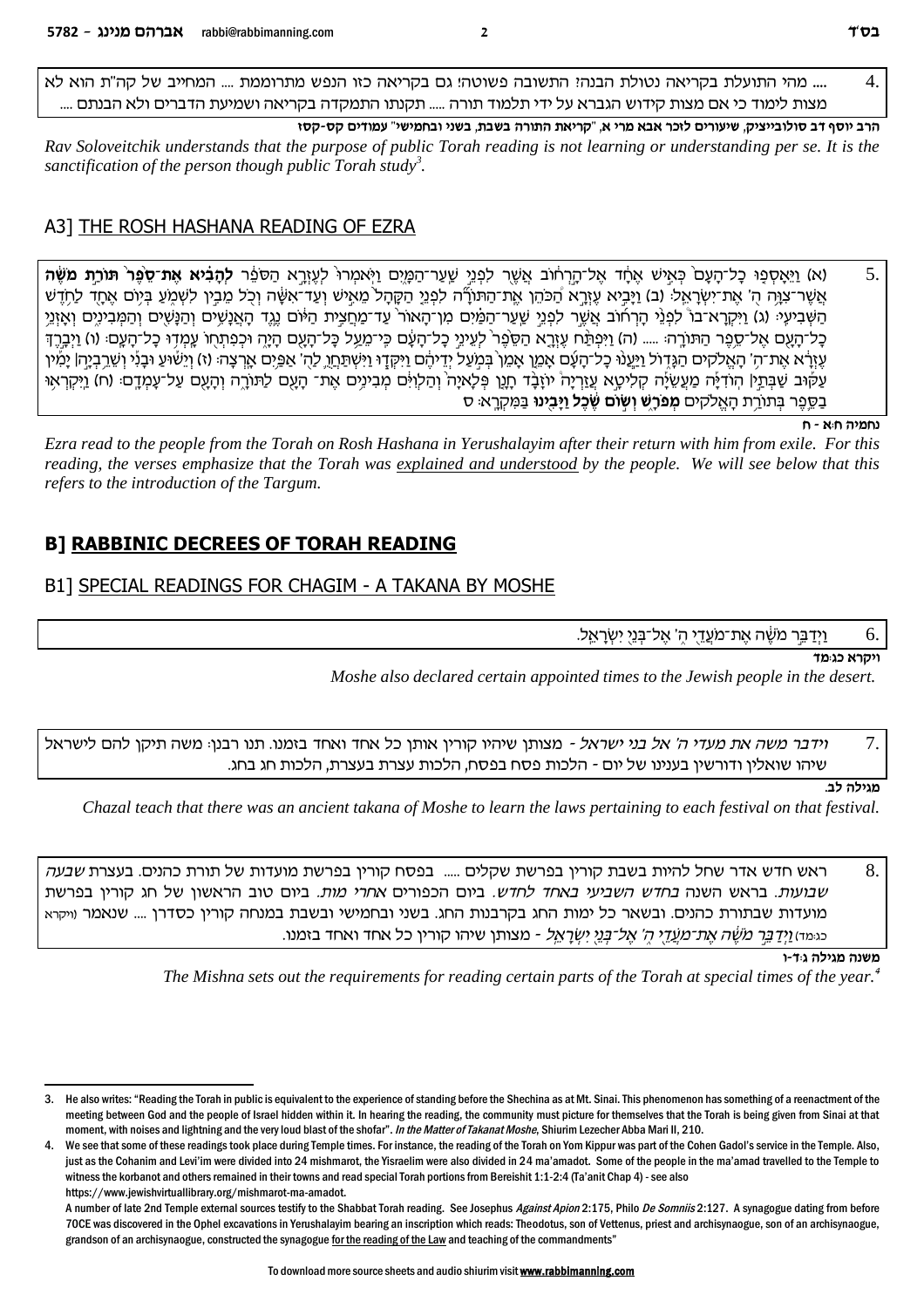4. .... מהי התועלת בקריאה נטולת הבנה? התשובה פשוטה! גם בקריאה כזו הנפש מתרוממת .... המחייב של קה"ת הוא לא מצוות לימוד כי אם מצות קידוש הגברא על ידי תלמוד תורה ..... תקנתו התמקדה בקריאה ושמיעת הדברים ולא הבנתם ....

**הרב יוסף דב סולובייציק, שיעורים לזכר אבא מרי א, "קריאת התורה בשבת, בשני ובחמישי" עמודים קס-קסז**

*Rav Soloveitchik understands that the purpose of public Torah reading is not learning or understanding per se. It is the sanctification of the person though public Torah study*[3]*.*

## A3] THE ROSH HASHANA READING OF EZRA

5. (א) וַיֵּאָסְפוּ כָל־הָעָם כְּאִישׁ אֶחָד אֶל־הָרְחוֹב אֲשֶׁר לִפְנֵי שַׁעַר־הַמָּיִם וַיֹּאמְרוּ לְעֶזְרָא הַסֹּפֵר **לְהָבִיא אֶת־סֵפֶר תּוֹרַת מֹשֶׁה** אֲשֶׁר־צִוָּה ה' אֶת־יִשְׂרָאֵל: (ב) וַיָּבִיא עֶזְרָא הַכֹּהֵן אֶת־הַתּוֹרָה לִפְנֵי הַקָּהָל מֵאִישׁ וְעַד־אִשָּׁה וְכֹל מֵבִין לִשְׁמֹעַ בְּיוֹם אֶחָד לַחֹדֶשׁ הַשְּׁבִיעִי: (ג) וַיִּקְרָא־בוֹ לִפְנֵי הָרְחוֹב אֲשֶׁר לִפְנֵי שַׁעַר־הַמַּיִם מִן־הָאוֹר עַד־מַחֲצִית הַיּוֹם נֶגֶד הָאֲנָשִׁים וְהַנָּשִׁים וְהַמְּבִינִים וְאָזְנֵי כָל־הָעָם אֶל־סֵפֶר הַתּוֹרָה: ..... (ה) וַיִּפְתַּח עֶזְרָא הַסֵּפֶר לְעֵינֵי כָל־הָעָם כִּי־מֵעַל כָּל־הָעָם הָיָה וּכְפִתְחוֹ עָמְדוּ כָל־הָעָם: (ו) וַיְבָרֶךְ עֶזְרָא אֶת־ה' הָאֱלֹקִים הַגָּדוֹל וַיַּעֲנוּ כָל־הָעָם אָמֵן אָמֵן בְּמֹעַל יְדֵיהֶם וַיִּקְּדוּ וַיִּשְׁתַּחֲוֻ לַה' אַפַּיִם אָרְצָה: (ז) וְיֵשׁוּעַ וּבָנִי וְשֵׁרֵבְיָה| יָמִין עַקּוּב שַׁבְּתַי| הוֹדִיָּה מַעֲשֵׂיָה קְלִיטָא עֲזַרְיָה יוֹזָבָד חָנָן פְּלָאיָה וְהַלְוִיִּם מְבִינִים אֶת־ הָעָם לַתּוֹרָה וְהָעָם עַל־עָמְדָם: (ח) וַיִּקְרְאוּ בַסֵּפֶר בְּתוֹרַת הָאֱלֹקִים **מְפֹרָשׁ וְשׂוֹם שֶׂכֶל וַיָּבִינוּ** בַּמִּקְרָא: ס

**נחמיה ח:א - ח**

*Ezra read to the people from the Torah on Rosh Hashana in Yerushalayim after their return with him from exile. For this reading, the verses emphasize that the Torah was* *__explained and understood__* *by the people. We will see below that this refers to the introduction of the Targum.*

# B] RABBINIC DECREES OF TORAH READING

## B1] SPECIAL READINGS FOR CHAGIM - A TAKANA BY MOSHE

6. וַיְדַבֵּר מֹשֶׁה אֶת־מֹעֲדֵי ה' אֶל־בְּנֵי יִשְׂרָאֵל.

**ויקרא כג:מד**

*Moshe also declared certain appointed times to the Jewish people in the desert.*

7. *וידבר משה את מעדי ה' אל בני ישראל* - מצותן שיהו קורין אותן כל אחד ואחד בזמנו. תנו רבנן: משה תיקן להם לישראל שיהו שואלין ודורשין בענינו של יום - הלכות פסח בפסח, הלכות עצרת בעצרת, הלכות חג בחג.

**מגילה לב.**

*Chazal teach that there was an ancient takana of Moshe to learn the laws pertaining to each festival on that festival.*

8. ראש חדש אדר שחל להיות בשבת קורין בפרשת שקלים ..... בפסח קורין בפרשת מועדות של תורת כהנים. בעצרת *שבעה שבועות*. בראש השנה *בחדש השביעי באחד לחדש*. ביום הכפורים *אחרי מות*. ביום טוב הראשון של חג קורין בפרשת מועדות שבתורת כהנים. ובשאר כל ימות החג בקרבנות החג. בשני ובחמישי ובשבת במנחה קורין כסדרן .... שנאמר (ויקרא כג:מד) *וַיְדַבֵּר מֹשֶׁה אֶת־מֹעֲדֵי ה' אֶל־בְּנֵי יִשְׂרָאֵל* - מצותן שיהו קורין כל אחד ואחד בזמנו.

**משנה מגילה ג:ד-ו**

*The Mishna sets out the requirements for reading certain parts of the Torah at special times of the year.*[4]

---

3. He also writes: "Reading the Torah in public is equivalent to the experience of standing before the Shechina as at Mt. Sinai. This phenomenon has something of a reenactment of the meeting between God and the people of Israel hidden within it. In hearing the reading, the community must picture for themselves that the Torah is being given from Sinai at that moment, with noises and lightning and the very loud blast of the shofar". *In the Matter of Takanat Moshe*, Shiurim Lezecher Abba Mari II, 210.

4. We see that some of these readings took place during Temple times. For instance, the reading of the Torah on Yom Kippur was part of the Cohen Gadol's service in the Temple. Also, just as the Cohanim and Levi'im were divided into 24 mishmarot, the Yisraelim were also divided in 24 ma'amadot. Some of the people in the ma'amad travelled to the Temple to witness the korbanot and others remained in their towns and read special Torah portions from Bereshit 1:1-2:4 (Ta'anit Chap 4) - see also https://www.jewishvirtuallibrary.org/mishmarot-ma-amadot.
A number of late 2nd Temple external sources testify to the Shabbat Torah reading. See Josephus *Against Apion* 2:175, Philo *De Somniis* 2:127. A synagogue dating from before 70CE was discovered in the Ophel excavations in Yerushalayim bearing an inscription which reads: Theodotus, son of Vettenus, priest and archisynaogue, son of an archisynaogue, grandson of an archisynaogue, constructed the synagogue __for the reading of the Law__ and teaching of the commandments"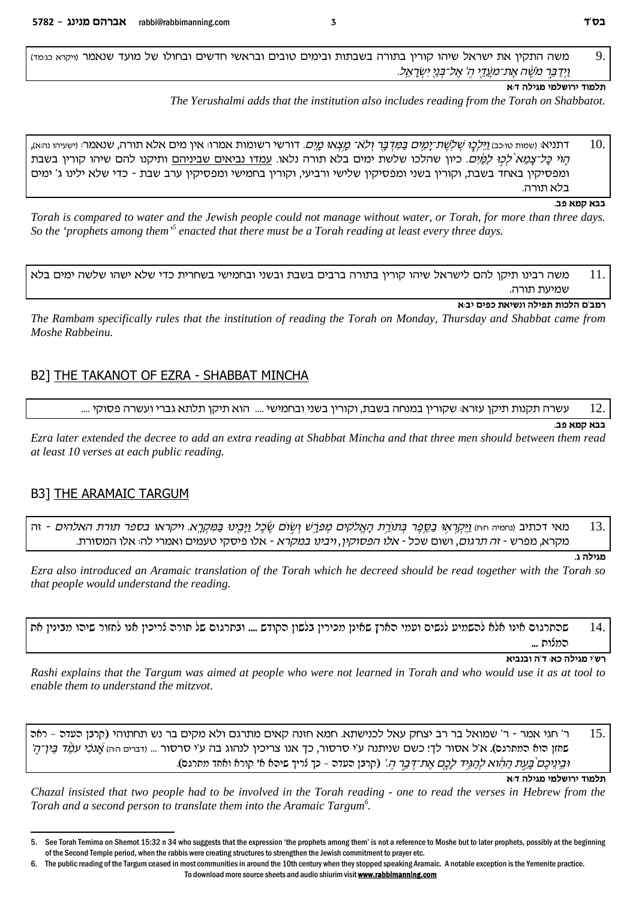9. משה התקין את ישראל שיהו קורין בתורה בשבתות ובימים טובים ובראשי חדשים ובחולו של מועד שנאמר (ויקרא כג:מד) *וַיְדַבֵּר מֹשֶׁה אֶת־מֹעֲדֵי ה' אֶל־בְּנֵי יִשְׂרָאֵל.*

**תלמוד ירושלמי מגילה ד:א**

*The Yerushalmi adds that the institution also includes reading from the Torah on Shabbatot.*

10. דתניא: (שמות טו:כב) *וַיֵּלְכוּ שְׁלֹשֶׁת־יָמִים בַּמִּדְבָּר וְלֹא־מָצְאוּ מָיִם.* דורשי רשומות אמרו: אין מים אלא תורה, שנאמר: (ישעיהו נה:א) *הוֹי כָּל־צָמֵא לְכוּ לַמַּיִם.* כיון שהלכו שלשת ימים בלא תורה נלאו. עמדו נביאים שביניהם ותיקנו להם שיהו קורין בשבת ומפסיקין באחד בשבת, וקורין בשני ומפסיקין שלישי ורביעי, וקורין בחמישי ומפסיקין ערב שבת - כדי שלא ילינו ג' ימים בלא תורה.

**בבא קמא פב.**

*Torah is compared to water and the Jewish people could not manage without water, or Torah, for more than three days. So the 'prophets among them'[5] enacted that there must be a Torah reading at least every three days.*

11. משה רבינו תיקן להם לישראל שיהו קורין בתורה ברבים בשבת ובשני ובחמישי בשחרית כדי שלא ישהו שלשה ימים בלא שמיעת תורה.

**רמב"ם הלכות תפילה ונשיאת כפים יב:א**

*The Rambam specifically rules that the institution of reading the Torah on Monday, Thursday and Shabbat came from Moshe Rabbeinu.*

## B2] THE TAKANOT OF EZRA - SHABBAT MINCHA

12. עשרה תקנות תיקן עזרא: שקורין במנחה בשבת, וקורין בשני ובחמישי .... הוא תיקן תלתא גברי ועשרה פסוקי ....

**בבא קמא פב.**

*Ezra later extended the decree to add an extra reading at Shabbat Mincha and that three men should between them read at least 10 verses at each public reading.*

## B3] THE ARAMAIC TARGUM

13. מאי דכתיב (נחמיה ח:ח) *וַיִּקְרְאוּ בַסֵּפֶר בְּתוֹרַת הָאֱלֹקִים מְפֹרָשׁ וְשׂוֹם שֶׂכֶל וַיָּבִינוּ בַּמִּקְרָא.* ויקראו בספר תורת האלהים - זה מקרא, מפרש - *זה תרגום,* ושום שכל - *אלו הפסוקין, ויבינו במקרא* - אלו פיסקי טעמים ואמרי לה: אלו המסורת.

**מגילה ג.**

*Ezra also introduced an Aramaic translation of the Torah which he decreed should be read together with the Torah so that people would understand the reading.*

14. שהתרגום אינו אלא להשמיע לנשים ועמי הארץ שאינן מכירין בלשון הקודש .... ובתרגום של תורה צריכין אנו לחזור שיהו מבינין את המצות ...

**רש"י מגילה כא: ד"ה ובנביא**

*Rashi explains that the Targum was aimed at people who were not learned in Torah and who would use it as at tool to enable them to understand the mitzvot.*

15. ר' חגי אמר - ר' שמואל בר רב יצחק עאל לכנישתא. חמא חזנה קאים מתרגם ולא מקים בר נש תחתוהי (קרבן העדה - ראה שחזן הוא המתרגם). א"ל אסור לך! כשם שניתנה ע"י סרסור, כך אנו צריכין לנהוג בה ע"י סרסור ... (דברים ה:ה) *אָנֹכִי עֹמֵד בֵּין־ה' וּבֵינֵיכֶם בָּעֵת הַהִוא לְהַגִּיד לָכֶם אֶת־דְּבַר ה'.* (קרבן העדה - כך צריך שיהא א' קורא ואחד מתרגם).

**תלמוד ירושלמי מגילה ד:א**

*Chazal insisted that two people had to be involved in the Torah reading - one to read the verses in Hebrew from the Torah and a second person to translate them into the Aramaic Targum[6].*

---

5. See Torah Temima on Shemot 15:32 n 34 who suggests that the expression 'the prophets among them' is not a reference to Moshe but to later prophets, possibly at the beginning of the Second Temple period, when the rabbis were creating structures to strengthen the Jewish commitment to prayer etc.

6. The public reading of the Targum ceased in most communities in around the 10th century when they stopped speaking Aramaic. A notable exception is the Yemenite practice.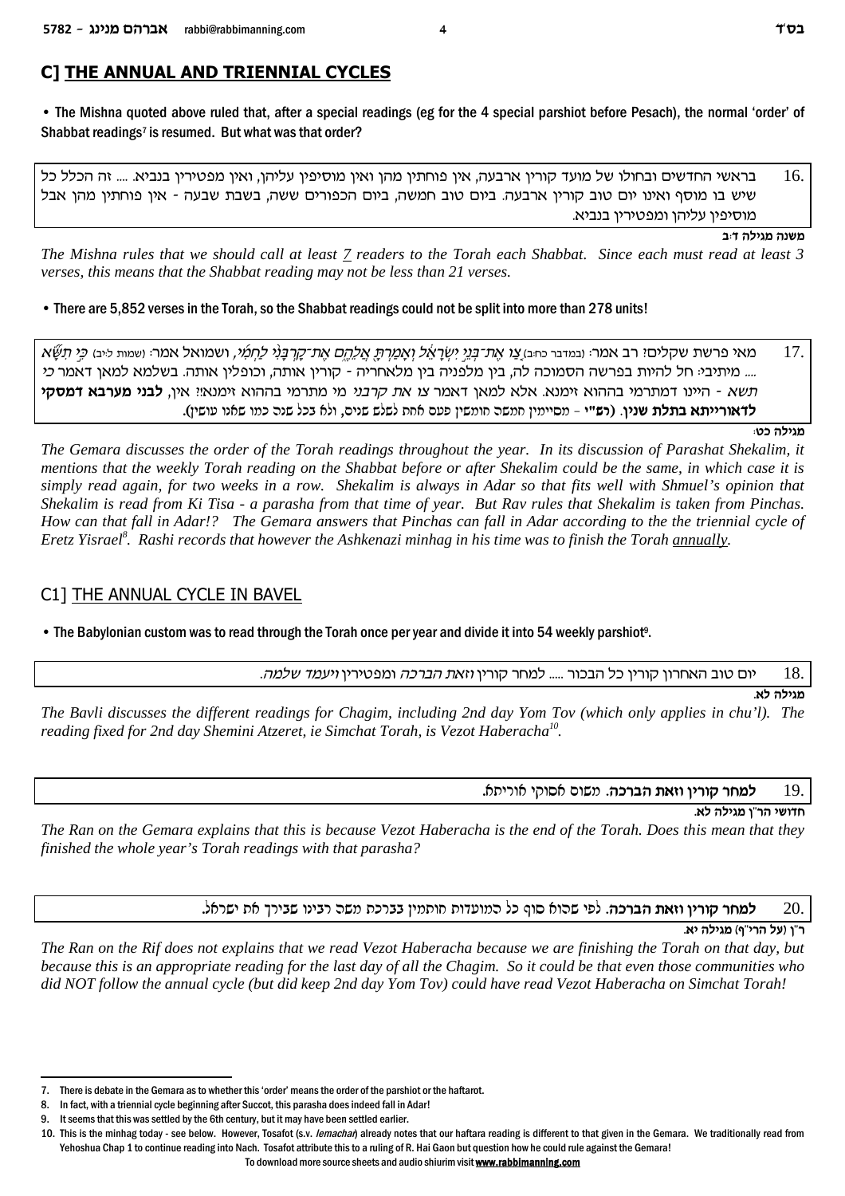## C] THE ANNUAL AND TRIENNIAL CYCLES

• The Mishna quoted above ruled that, after a special readings (eg for the 4 special parshiot before Pesach), the normal 'order' of Shabbat readings[7] is resumed. But what was that order?

16. בראשי החדשים ובחולו של מועד קורין ארבעה, אין פוחתין מהן ואין מוסיפין עליהן, ואין מפטירין בנביא. .... זה הכלל כל שיש בו מוסף ואינו יום טוב קורין ארבעה. ביום טוב חמשה, ביום הכפורים ששה, בשבת שבעה - אין פוחתין מהן אבל מוסיפין עליהן ומפטירין בנביא.

**משנה מגילה ד:ב**

*The Mishna rules that we should call at least 7 readers to the Torah each Shabbat. Since each must read at least 3 verses, this means that the Shabbat reading may not be less than 21 verses.*

• There are 5,852 verses in the Torah, so the Shabbat readings could not be split into more than 278 units!

17. מאי פרשת שקלים? רב אמר: (במדבר כח:ב) *צַו אֶת־בְּנֵי יִשְׂרָאֵל וְאָמַרְתָּ אֲלֵהֶם אֶת־קָרְבָּנִי לַחְמִי*, ושמואל אמר: (שמות ל:יב) *כִּי תִשָּׂא* .... מיתיבי: חל להיות בפרשה הסמוכה לה, בין מלפניה בין מלאחריה - קורין אותה, וכופלין אותה. בשלמא למאן דאמר *כי תשא* - היינו דמתרמי בההוא זימנא. אלא למאן דאמר *צו את קרבני* מי מתרמי בההוא זימנא? אין, **לבני מערבא דמסקי לדאורייתא בתלת שנין**. **(רש"י** - מסיימין חמשה חומשין פעם אחת לשלש שנים, ולא בכל שנה כמו שאנו עושין).

**מגילה כט:**

*The Gemara discusses the order of the Torah readings throughout the year. In its discussion of Parashat Shekalim, it mentions that the weekly Torah reading on the Shabbat before or after Shekalim could be the same, in which case it is simply read again, for two weeks in a row. Shekalim is always in Adar so that fits well with Shmuel's opinion that Shekalim is read from Ki Tisa - a parasha from that time of year. But Rav rules that Shekalim is taken from Pinchas. How can that fall in Adar!? The Gemara answers that Pinchas can fall in Adar according to the triennial cycle of Eretz Yisrael[8]. Rashi records that however the Ashkenazi minhag in his time was to finish the Torah annually.*

## C1] THE ANNUAL CYCLE IN BAVEL

• The Babylonian custom was to read through the Torah once per year and divide it into 54 weekly parshiot[9].

18. יום טוב האחרון קורין כל הבכור ..... למחר קורין *וזאת הברכה* ומפטירין *ויעמד שלמה*.

**מגילה לא.**

*The Bavli discusses the different readings for Chagim, including 2nd day Yom Tov (which only applies in chu'l). The reading fixed for 2nd day Shemini Atzeret, ie Simchat Torah, is Vezot Haberacha[10].*

19. **למחר קורין וזאת הברכה**. משום אסוקי אורייתא.

**חדושי הר"ן מגילה לא.**

*The Ran on the Gemara explains that this is because Vezot Haberacha is the end of the Torah. Does this mean that they finished the whole year's Torah readings with that parasha?*

20. **למחר קורין וזאת הברכה**. לפי שהוא סוף כל המועדות חותמין בברכת משה רבינו שבירך את ישראל.

**ר"ן (על הרי"ף) מגילה יא.**

*The Ran on the Rif does not explains that we read Vezot Haberacha because we are finishing the Torah on that day, but because this is an appropriate reading for the last day of all the Chagim. So it could be that even those communities who did NOT follow the annual cycle (but did keep 2nd day Yom Tov) could have read Vezot Haberacha on Simchat Torah!*

---

7. There is debate in the Gemara as to whether this 'order' means the order of the parshiot or the haftarot.
8. In fact, with a triennial cycle beginning after Succot, this parasha does indeed fall in Adar!
9. It seems that this was settled by the 6th century, but it may have been settled earlier.
10. This is the minhag today - see below. However, Tosafot (s.v. *lemachar*) already notes that our haftara reading is different to that given in the Gemara. We traditionally read from Yehoshua Chap 1 to continue reading into Nach. Tosafot attribute this to a ruling of R. Hai Gaon but question how he could rule against the Gemara!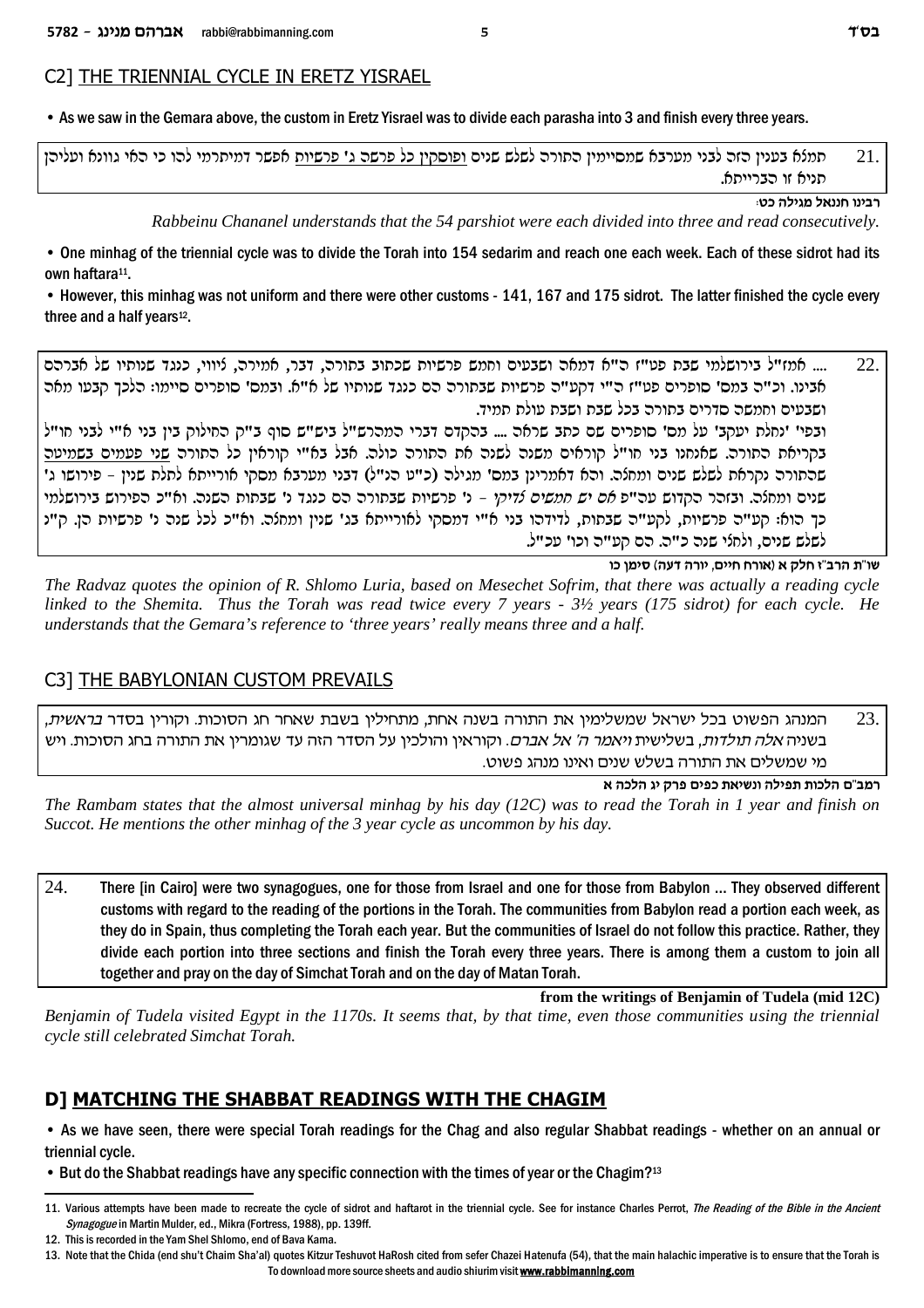## C2] THE TRIENNIAL CYCLE IN ERETZ YISRAEL

• As we saw in the Gemara above, the custom in Eretz Yisrael was to divide each parasha into 3 and finish every three years.

21. תמצא בענין הזה לבני מערבא שמסיימין התורה לשלש שנים ופוסקין כל פרשה ג' פרשיות אפשר דמיתרמי להו כי האי גוונא ועליהן תניא זו הברייתא.

**רבינו חננאל מגילה כט:**

*Rabbeinu Chananel understands that the 54 parshiot were each divided into three and read consecutively.*

• One minhag of the triennial cycle was to divide the Torah into 154 sedarim and reach one each week. Each of these sidrot had its own haftara[11].

• However, this minhag was not uniform and there were other customs - 141, 167 and 175 sidrot. The latter finished the cycle every three and a half years[12].

22. .... אמז"ל בירושלמי שבת פט"ז ה"א דמאה ושבעים וחמש פרשיות שכתוב בתורה, דבר, אמירה, ציווי, כנגד שנותיו של אברהם אבינו. וכ"ה במס' סופרים פט"ז ה"י דקע"ה פרשיות שבתורה הם כנגד שנותיו של א"א. ובמס' סופרים סיימו: הלכך קבעו מאה ושבעים וחמשה סדרים בתורה בכל שבת ושבת עולת תמיד.
ובפי' 'נחלת יעקב' על מס' סופרים שם כתב שראה .... בהקדם דברי המהרש"ל ביש"ש סוף ב"ק החילוק בין בני א"י לבני חו"ל בקריאת התורה. שאנחנו בני חו"ל קוראים משנה לשנה את התורה כולה. אבל בא"י קוראין כל התורה שני פעמים בשמיטה שהתורה נקראת לשלש שנים ומחצה. והא דאמרינן במס' מגילה (כ"ט הנ"ל) דבני מערבא מסקי אורייתא לתלת שנין - פירושו ג' שנים ומחצה. ובזהר הקדוש עה"פ *אם יש חמשים צדיקי* - נ' פרשיות שבתורה הם כנגד נ' שבתות השנה. וא"כ הפירוש בירושלמי כך הוא: קע"ה פרשיות, לקע"ה שבתות, לדידהו בני א"י דמסקי לאורייתא בג' שנין ומחצה. וא"כ לכל שנה נ' פרשיות הן. ק"נ לשלש שנים, ולחצי שנה כ"ה. הם קע"ה וכו' עכ"ל.

**שו"ת הרב"ז חלק א (אורח חיים, יורה דעה) סימן כו**

*The Radvaz quotes the opinion of R. Shlomo Luria, based on Mesechet Sofrim, that there was actually a reading cycle linked to the Shemita. Thus the Torah was read twice every 7 years - 3½ years (175 sidrot) for each cycle. He understands that the Gemara's reference to 'three years' really means three and a half.*

## C3] THE BABYLONIAN CUSTOM PREVAILS

23. המנהג הפשוט בכל ישראל שמשלימין את התורה בשנה אחת, מתחילין בשבת שאחר חג הסוכות. וקורין בסדר *בראשית*, בשניה *אלה תולדות*, בשלישית *ויאמר ה' אל אברם*. וקוראין והולכין על הסדר הזה עד שגומרין את התורה בחג הסוכות. ויש מי שמשלים את התורה בשלש שנים ואינו מנהג פשוט.

**רמב"ם הלכות תפילה ונשיאת כפים פרק יג הלכה א**

*The Rambam states that the almost universal minhag by his day (12C) was to read the Torah in 1 year and finish on Succot. He mentions the other minhag of the 3 year cycle as uncommon by his day.*

24. There [in Cairo] were two synagogues, one for those from Israel and one for those from Babylon ... They observed different customs with regard to the reading of the portions in the Torah. The communities from Babylon read a portion each week, as they do in Spain, thus completing the Torah each year. But the communities of Israel do not follow this practice. Rather, they divide each portion into three sections and finish the Torah every three years. There is among them a custom to join all together and pray on the day of Simchat Torah and on the day of Matan Torah.

**from the writings of Benjamin of Tudela (mid 12C)**

*Benjamin of Tudela visited Egypt in the 1170s. It seems that, by that time, even those communities using the triennial cycle still celebrated Simchat Torah.*

## D] MATCHING THE SHABBAT READINGS WITH THE CHAGIM

• As we have seen, there were special Torah readings for the Chag and also regular Shabbat readings - whether on an annual or triennial cycle.

• But do the Shabbat readings have any specific connection with the times of year or the Chagim?[13]

---

11. Various attempts have been made to recreate the cycle of sidrot and haftarot in the triennial cycle. See for instance Charles Perrot, *The Reading of the Bible in the Ancient Synagogue* in Martin Mulder, ed., Mikra (Fortress, 1988), pp. 139ff.

12. This is recorded in the Yam Shel Shlomo, end of Bava Kama.

13. Note that the Chida (end shu't Chaim Sha'al) quotes Kitzur Teshuvot HaRosh cited from sefer Chazei Hatenufa (54), that the main halachic imperative is to ensure that the Torah is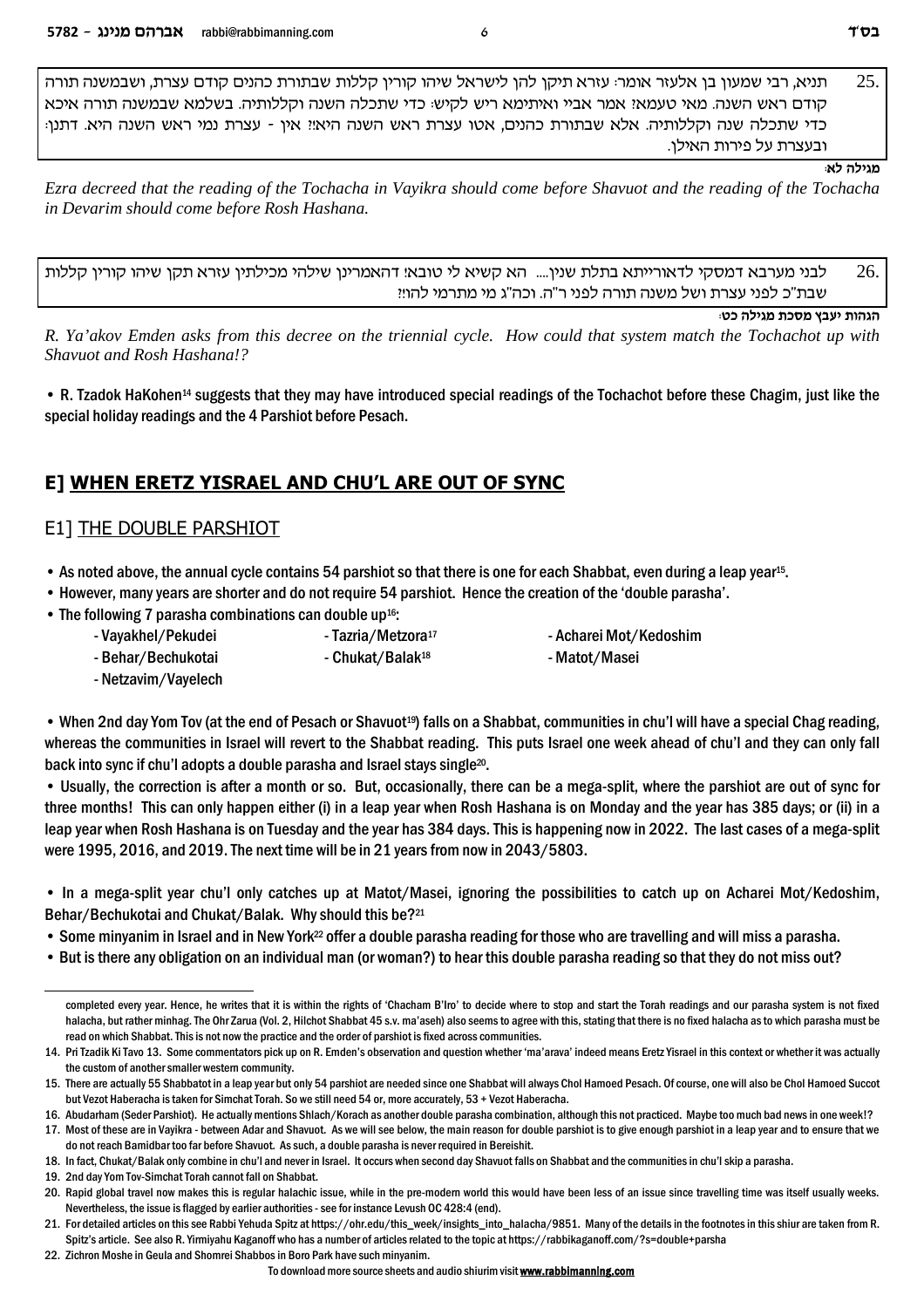25. תניא, רבי שמעון בן אלעזר אומר: עזרא תיקן להן לישראל שיהו קורין קללות שבתורת כהנים קודם עצרת, ושבמשנה תורה קודם ראש השנה. מאי טעמא? אמר אביי ואיתימא ריש לקיש: כדי שתכלה השנה וקללותיה. בשלמא שבמשנה תורה איכא כדי שתכלה שנה וקללותיה. אלא שבתורת כהנים, אטו עצרת ראש השנה היא?! אין - עצרת נמי ראש השנה היא. דתנן: ובעצרת על פירות האילן.

**מגילה לא:**

*Ezra decreed that the reading of the Tochacha in Vayikra should come before Shavuot and the reading of the Tochacha in Devarim should come before Rosh Hashana.*

26. לבני מערבא דמסקי לדאורייתא בתלת שנין.... הא קשיא לי טובא: דהאמרינן שילהי מכילתין עזרא תקן שיהו קורין קללות שבת"כ לפני עצרת ושל משנה תורה לפני ר"ה. וכה"ג מי מתרמי להו?!

**הגהות יעבץ מסכת מגילה כט:**

*R. Ya'akov Emden asks from this decree on the triennial cycle. How could that system match the Tochachot up with Shavuot and Rosh Hashana!?*

• R. Tzadok HaKohen[14] suggests that they may have introduced special readings of the Tochachot before these Chagim, just like the special holiday readings and the 4 Parshiot before Pesach.

## E] WHEN ERETZ YISRAEL AND CHU'L ARE OUT OF SYNC

### E1] THE DOUBLE PARSHIOT

• As noted above, the annual cycle contains 54 parshiot so that there is one for each Shabbat, even during a leap year[15].

• However, many years are shorter and do not require 54 parshiot. Hence the creation of the 'double parasha'.

• The following 7 parasha combinations can double up[16]:

- Vayakhel/Pekudei
- Tazria/Metzora[17]
- Acharei Mot/Kedoshim
- Behar/Bechukotai
- Chukat/Balak[18]
- Matot/Masei
- Netzavim/Vayelech

• When 2nd day Yom Tov (at the end of Pesach or Shavuot[19]) falls on a Shabbat, communities in chu'l will have a special Chag reading, whereas the communities in Israel will revert to the Shabbat reading. This puts Israel one week ahead of chu'l and they can only fall back into sync if chu'l adopts a double parasha and Israel stays single[20].

• Usually, the correction is after a month or so. But, occasionally, there can be a mega-split, where the parshiot are out of sync for three months! This can only happen either (i) in a leap year when Rosh Hashana is on Monday and the year has 385 days; or (ii) in a leap year when Rosh Hashana is on Tuesday and the year has 384 days. This is happening now in 2022. The last cases of a mega-split were 1995, 2016, and 2019. The next time will be in 21 years from now in 2043/5803.

• In a mega-split year chu'l only catches up at Matot/Masei, ignoring the possibilities to catch up on Acharei Mot/Kedoshim, Behar/Bechukotai and Chukat/Balak. Why should this be?[21]

• Some minyanim in Israel and in New York[22] offer a double parasha reading for those who are travelling and will miss a parasha.

• But is there any obligation on an individual man (or woman?) to hear this double parasha reading so that they do not miss out?

---

completed every year. Hence, he writes that it is within the rights of 'Chacham B'Iro' to decide where to stop and start the Torah readings and our parasha system is not fixed halacha, but rather minhag. The Ohr Zarua (Vol. 2, Hilchot Shabbat 45 s.v. ma'aseh) also seems to agree with this, stating that there is no fixed halacha as to which parasha must be read on which Shabbat. This is not now the practice and the order of parshiot is fixed across communities.

14. Pri Tzadik Ki Tavo 13. Some commentators pick up on R. Emden's observation and question whether 'ma'arava' indeed means Eretz Yisrael in this context or whether it was actually the custom of another smaller western community.

15. There are actually 55 Shabbatot in a leap year but only 54 parshiot are needed since one Shabbat will always Chol Hamoed Pesach. Of course, one will also be Chol Hamoed Succot but Vezot Haberacha is taken for Simchat Torah. So we still need 54 or, more accurately, 53 + Vezot Haberacha.

16. Abudarham (Seder Parshiot). He actually mentions Shlach/Korach as another double parasha combination, although this not practiced. Maybe too much bad news in one week!?

17. Most of these are in Vayikra - between Adar and Shavuot. As we will see below, the main reason for double parshiot is to give enough parshiot in a leap year and to ensure that we do not reach Bamidbar too far before Shavuot. As such, a double parasha is never required in Bereishit.

18. In fact, Chukat/Balak only combine in chu'l and never in Israel. It occurs when second day Shavuot falls on Shabbat and the communities in chu'l skip a parasha.

19. 2nd day Yom Tov-Simchat Torah cannot fall on Shabbat.

20. Rapid global travel now makes this is regular halachic issue, while in the pre-modern world this would have been less of an issue since travelling time was itself usually weeks. Nevertheless, the issue is flagged by earlier authorities - see for instance Levush OC 428:4 (end).

21. For detailed articles on this see Rabbi Yehuda Spitz at https://ohr.edu/this_week/insights_into_halacha/9851. Many of the details in the footnotes in this shiur are taken from R. Spitz's article. See also R. Yirmiyahu Kaganoff who has a number of articles related to the topic at https://rabbikaganoff.com/?s=double+parsha

22. Zichron Moshe in Geula and Shomrei Shabbos in Boro Park have such minyanim.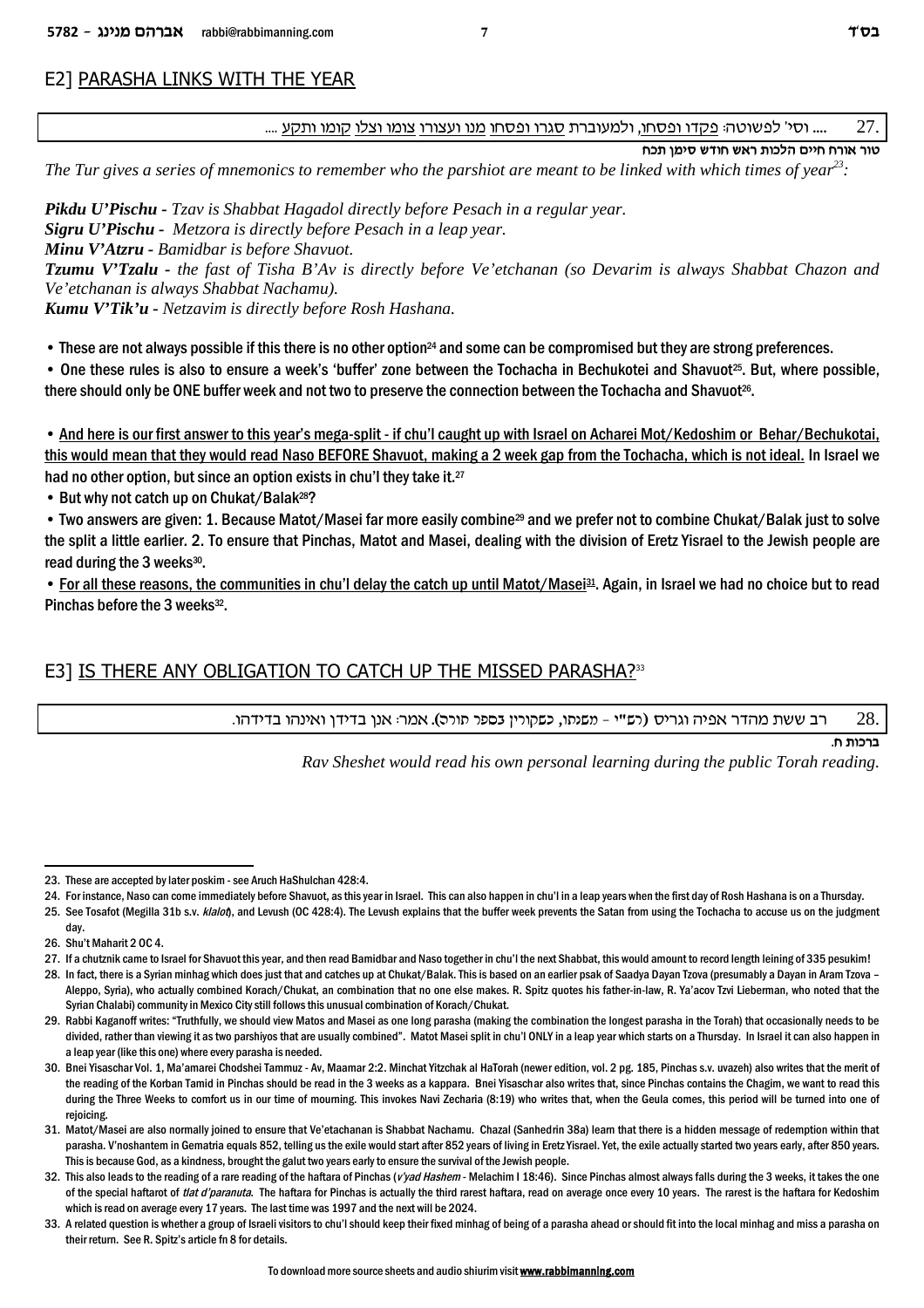## E2] PARASHA LINKS WITH THE YEAR

27. .... וסי' לפשוטה: פקדו ופסחו, ולמעוברת סגרו ופסחו מנו ועצרו צומו וצלו קומו ותקע ....

**טור אורח חיים הלכות ראש חודש סימן תכח**

*The Tur gives a series of mnemonics to remember who the parshiot are meant to be linked with which times of year*[23]*:*

***Pikdu U'Pischu*** *- Tzav is Shabbat Hagadol directly before Pesach in a regular year.*
***Sigru U'Pischu*** *- Metzora is directly before Pesach in a leap year.*
***Minu V'Atzru*** *- Bamidbar is before Shavuot.*
***Tzumu V'Tzalu*** *- the fast of Tisha B'Av is directly before Ve'etchanan (so Devarim is always Shabbat Chazon and Ve'etchanan is always Shabbat Nachamu).*
***Kumu V'Tik'u*** *- Netzavim is directly before Rosh Hashana.*

- These are not always possible if this there is no other option[24] and some can be compromised but they are strong preferences.
- One these rules is also to ensure a week's 'buffer' zone between the Tochacha in Bechukotei and Shavuot[25]. But, where possible, there should only be ONE buffer week and not two to preserve the connection between the Tochacha and Shavuot[26].

- And here is our first answer to this year's mega-split - if chu'l caught up with Israel on Acharei Mot/Kedoshim or Behar/Bechukotai, this would mean that they would read Naso BEFORE Shavuot, making a 2 week gap from the Tochacha, which is not ideal. In Israel we had no other option, but since an option exists in chu'l they take it.[27]
- But why not catch up on Chukat/Balak[28]?
- Two answers are given: 1. Because Matot/Masei far more easily combine[29] and we prefer not to combine Chukat/Balak just to solve the split a little earlier. 2. To ensure that Pinchas, Matot and Masei, dealing with the division of Eretz Yisrael to the Jewish people are read during the 3 weeks[30].
- For all these reasons, the communities in chu'l delay the catch up until Matot/Masei[31]. Again, in Israel we had no choice but to read Pinchas before the 3 weeks[32].

## E3] IS THERE ANY OBLIGATION TO CATCH UP THE MISSED PARASHA?[33]

28. רב ששת מהדר אפיה וגריס (רש"י - משנתו, כשקורין בספר תורה). אמר: אנן בדידן ואינהו בדידהו.

**ברכות ח.**

*Rav Sheshet would read his own personal learning during the public Torah reading.*

---

23. These are accepted by later poskim - see Aruch HaShulchan 428:4.
24. For instance, Naso can come immediately before Shavuot, as this year in Israel. This can also happen in chu'l in a leap years when the first day of Rosh Hashana is on a Thursday.
25. See Tosafot (Megilla 31b s.v. *klalot*), and Levush (OC 428:4). The Levush explains that the buffer week prevents the Satan from using the Tochacha to accuse us on the judgment day.
26. Shu"t Maharit 2 OC 4.
27. If a chutznik came to Israel for Shavuot this year, and then read Bamidbar and Naso together in chu'l the next Shabbat, this would amount to record length leining of 335 pesukim!
28. In fact, there is a Syrian minhag which does just that and catches up at Chukat/Balak. This is based on an earlier psak of Saadya Dayan Tzova (presumably a Dayan in Aram Tzova – Aleppo, Syria), who actually combined Korach/Chukat, an combination that no one else makes. R. Spitz quotes his father-in-law, R. Ya'acov Tzvi Lieberman, who noted that the Syrian Chalabi) community in Mexico City still follows this unusual combination of Korach/Chukat.
29. Rabbi Kaganoff writes: "Truthfully, we should view Matos and Masei as one long parasha (making the combination the longest parasha in the Torah) that occasionally needs to be divided, rather than viewing it as two parshiyos that are usually combined". Matot Masei split in chu'l ONLY in a leap year which starts on a Thursday. In Israel it can also happen in a leap year (like this one) where every parasha is needed.
30. Bnei Yisaschar Vol. 1, Ma'amarei Chodshei Tammuz - Av, Maamar 2:2. Minchat Yitzchak al HaTorah (newer edition, vol. 2 pg. 185, Pinchas s.v. uvazeh) also writes that the merit of the reading of the Korban Tamid in Pinchas should be read in the 3 weeks as a kappara. Bnei Yisaschar also writes that, since Pinchas contains the Chagim, we want to read this during the Three Weeks to comfort us in our time of mourning. This invokes Navi Zecharia (8:19) who writes that, when the Geula comes, this period will be turned into one of rejoicing.
31. Matot/Masei are also normally joined to ensure that Ve'etachanan is Shabbat Nachamu. Chazal (Sanhedrin 38a) learn that there is a hidden message of redemption within that parasha. V'noshantem in Gematria equals 852, telling us the exile would start after 852 years of living in Eretz Yisrael. Yet, the exile actually started two years early, after 850 years. This is because God, as a kindness, brought the galut two years early to ensure the survival of the Jewish people.
32. This also leads to the reading of a rare reading of the haftara of Pinchas (*v'yad Hashem* - Melachim I 18:46). Since Pinchas almost always falls during the 3 weeks, it takes the one of the special haftarot of *tlat d'paranuta*. The haftara for Pinchas is actually the third rarest haftara, read on average once every 10 years. The rarest is the haftara for Kedoshim which is read on average every 17 years. The last time was 1997 and the next will be 2024.
33. A related question is whether a group of Israeli visitors to chu'l should keep their fixed minhag of being of a parasha ahead or should fit into the local minhag and miss a parasha on their return. See R. Spitz's article fn 8 for details.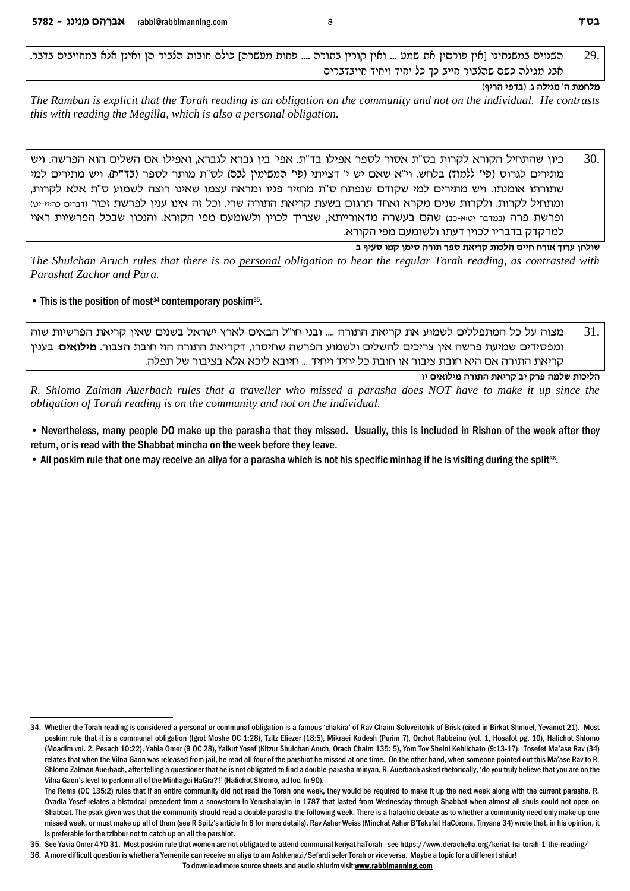29. הטעויות במשנתינו [אין פורסין את שמע ... ואין קורין בתורה ... פחות מעשרה] כולם חובות הצבור הן ואינן אלא במחויבים בדבר. אבל מגילה כשם שהצבור חייב כך כל יחיד ויחיד חייבדברים

**מלחמת ה' מגילה ג. (בדפי הריף)**

*The Ramban is explicit that the Torah reading is an obligation on the community and not on the individual. He contrasts this with reading the Megilla, which is also a personal obligation.*

30. כיון שהתחיל הקורא לקרות בס"ת אסור לספר אפילו בד"ת. אפי' בין גברא לגברא, ואפילו אם השלים הוא הפרשה. ויש מתירים לגרוס (פי' ללמוד) בלחש. וי"א שאם יש י' דצייתי (פי' המשימין לבם) לס"ת מותר לספר (בד"ת). ויש מתירים למי שתורתו אומנתו. ויש מתירים למי שקודם שנפתח ס"ת מחזיר פניו ומראה עצמו שאינו רוצה לשמוע ס"ת אלא לקרות, ומתחיל לקרות. ולקרות שנים מקרא ואחד תרגום בשעת קריאת התורה שרי. וכל זה אינו ענין לפרשת זכור (דברים כה:יז-יט) ופרשת פרה (במדבר יט:א-כב) שהם בעשרה מדאורייתא, שצריך לכוין ולשומעם מפי הקורא. והנכון שבכל הפרשיות ראוי למדקדק בדבריו לכוין דעתו ולשומעם מפי הקורא.

**שולחן ערוך אורח חיים הלכות קריאת ספר תורה סימן קמו סעיף ב**

*The Shulchan Aruch rules that there is no personal obligation to hear the regular Torah reading, as contrasted with Parashat Zachor and Para.*

- This is the position of most[34] contemporary poskim[35].

31. מצוה על כל המתפללים לשמוע את קריאת התורה .... ובני חו"ל הבאים לארץ ישראל בשנים שאין קריאת הפרשיות שוה ומפסידים שמיעת פרשה אין צריכים להשלים ולשמוע הפרשה שחיסרו, דקריאת התורה הוי חובת הצבור. **מילואים**: בענין קריאת התורה אם היא חובת ציבור או חובת כל יחיד ויחיד ... חיובא ליכא אלא בציבור של תפלה.

**הליכות שלמה פרק יב קריאת התורה מילואים יז**

*R. Shlomo Zalman Auerbach rules that a traveller who missed a parasha does NOT have to make it up since the obligation of Torah reading is on the community and not on the individual.*

- Nevertheless, many people DO make up the parasha that they missed. Usually, this is included in Rishon of the week after they return, or is read with the Shabbat mincha on the week before they leave.
- All poskim rule that one may receive an aliya for a parasha which is not his specific minhag if he is visiting during the split[36].

---

34. Whether the Torah reading is considered a personal or communal obligation is a famous 'chakira' of Rav Chaim Soloveitchik of Brisk (cited in Birkat Shmuel, Yevamot 21). Most poskim rule that it is a communal obligation (Igrot Moshe OC 1:28), Tzitz Eliezer (18:5), Mikraei Kodesh (Purim 7), Orchot Rabbeinu (vol. 1, Hosafot pg. 10), Halichot Shlomo (Moadim vol. 2, Pesach 10:22), Yabia Omer (9 OC 28), Yalkut Yosef (Kitzur Shulchan Aruch, Orach Chaim 135: 5), Yom Tov Sheini Kehilchato (9:13-17). Tosefet Ma'ase Rav (34) relates that when the Vilna Gaon was released from jail, he read all four of the parshiot he missed at one time. On the other hand, when someone pointed out this Ma'ase Rav to R. Shlomo Zalman Auerbach, after telling a questioner that he is not obligated to find a double-parasha minyan, R. Auerbach asked rhetorically, 'do you truly believe that you are on the Vilna Gaon's level to perform all of the Minhagei HaGra?!' (Halichot Shlomo, ad loc. fn 90).
The Rema (OC 135:2) rules that if an entire community did not read the Torah one week, they would be required to make it up the next week along with the current parasha. R. Ovadia Yosef relates a historical precedent from a snowstorm in Yerushalayim in 1787 that lasted from Wednesday through Shabbat when almost all shuls could not open on Shabbat. The psak given was that the community should read a double parasha the following week. There is a halachic debate as to whether a community need only make up one missed week, or must make up all of them (see R Spitz's article fn 8 for more details). Rav Asher Weiss (Minchat Asher B'Tekufat HaCorona, Tinyana 34) wrote that, in his opinion, it is preferable for the tzibbur not to catch up on all the parshiot.
35. See Yavia Omer 4 YD 31. Most poskim rule that women are not obligated to attend communal keriyat haTorah - see https://www.deracheha.org/keriat-ha-torah-1-the-reading/
36. A more difficult question is whether a Yemenite can receive an aliya to am Ashkenazi/Sefardi sefer Torah or vice versa. Maybe a topic for a different shiur!

To download more source sheets and audio shiurim visit **www.rabbimanning.com**